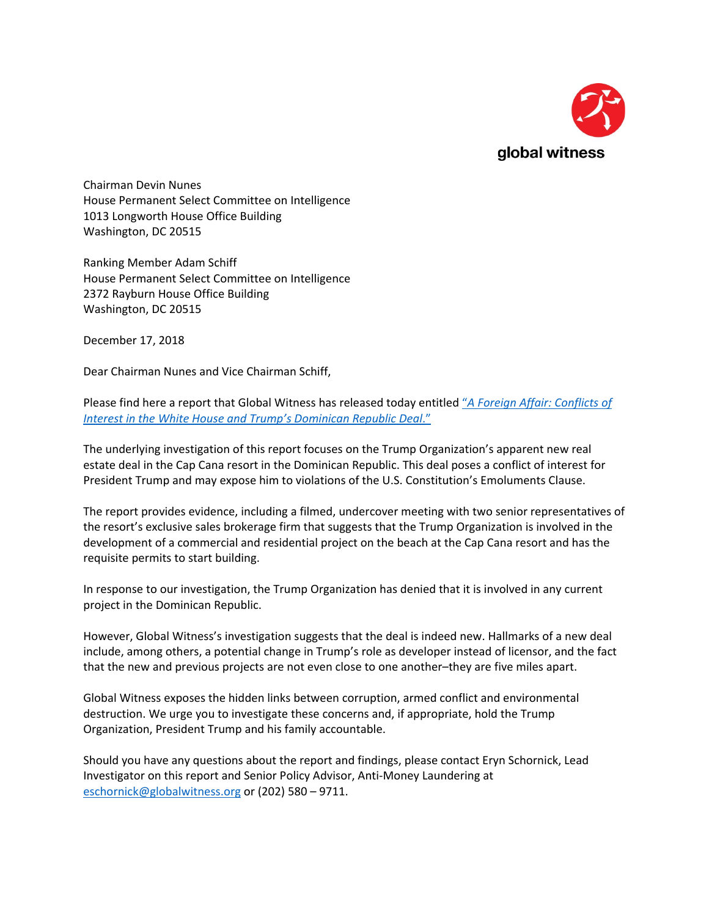global witness

Chairman Devin Nunes
House Permanent Select Committee on Intelligence
1013 Longworth House Office Building
Washington, DC 20515

Ranking Member Adam Schiff
House Permanent Select Committee on Intelligence
2372 Rayburn House Office Building
Washington, DC 20515

December 17, 2018

Dear Chairman Nunes and Vice Chairman Schiff,

Please find here a report that Global Witness has released today entitled [*"A Foreign Affair: Conflicts of Interest in the White House and Trump's Dominican Republic Deal."*]()

The underlying investigation of this report focuses on the Trump Organization's apparent new real estate deal in the Cap Cana resort in the Dominican Republic. This deal poses a conflict of interest for President Trump and may expose him to violations of the U.S. Constitution's Emoluments Clause.

The report provides evidence, including a filmed, undercover meeting with two senior representatives of the resort's exclusive sales brokerage firm that suggests that the Trump Organization is involved in the development of a commercial and residential project on the beach at the Cap Cana resort and has the requisite permits to start building.

In response to our investigation, the Trump Organization has denied that it is involved in any current project in the Dominican Republic.

However, Global Witness's investigation suggests that the deal is indeed new. Hallmarks of a new deal include, among others, a potential change in Trump's role as developer instead of licensor, and the fact that the new and previous projects are not even close to one another–they are five miles apart.

Global Witness exposes the hidden links between corruption, armed conflict and environmental destruction. We urge you to investigate these concerns and, if appropriate, hold the Trump Organization, President Trump and his family accountable.

Should you have any questions about the report and findings, please contact Eryn Schornick, Lead Investigator on this report and Senior Policy Advisor, Anti-Money Laundering at eschornick@globalwitness.org or (202) 580 – 9711.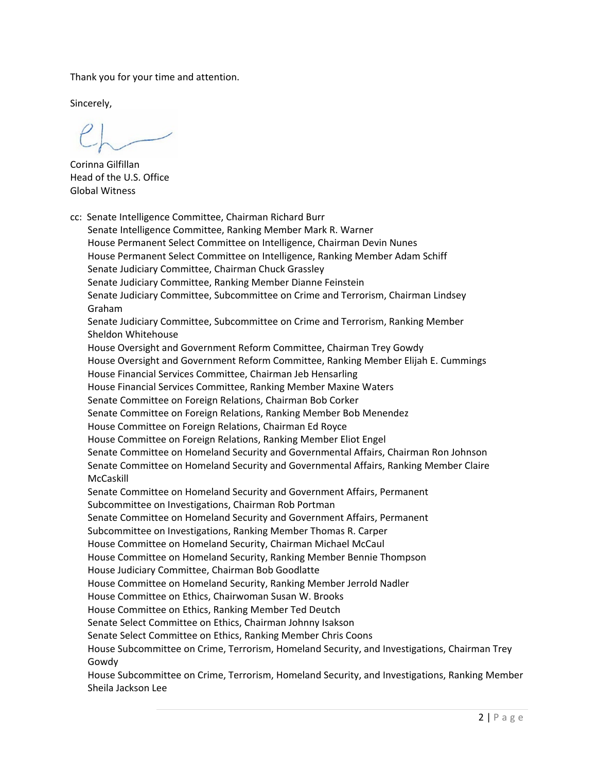Thank you for your time and attention.

Sincerely,

Corinna Gilfillan
Head of the U.S. Office
Global Witness

cc: Senate Intelligence Committee, Chairman Richard Burr
Senate Intelligence Committee, Ranking Member Mark R. Warner
House Permanent Select Committee on Intelligence, Chairman Devin Nunes
House Permanent Select Committee on Intelligence, Ranking Member Adam Schiff
Senate Judiciary Committee, Chairman Chuck Grassley
Senate Judiciary Committee, Ranking Member Dianne Feinstein
Senate Judiciary Committee, Subcommittee on Crime and Terrorism, Chairman Lindsey Graham
Senate Judiciary Committee, Subcommittee on Crime and Terrorism, Ranking Member Sheldon Whitehouse
House Oversight and Government Reform Committee, Chairman Trey Gowdy
House Oversight and Government Reform Committee, Ranking Member Elijah E. Cummings
House Financial Services Committee, Chairman Jeb Hensarling
House Financial Services Committee, Ranking Member Maxine Waters
Senate Committee on Foreign Relations, Chairman Bob Corker
Senate Committee on Foreign Relations, Ranking Member Bob Menendez
House Committee on Foreign Relations, Chairman Ed Royce
House Committee on Foreign Relations, Ranking Member Eliot Engel
Senate Committee on Homeland Security and Governmental Affairs, Chairman Ron Johnson
Senate Committee on Homeland Security and Governmental Affairs, Ranking Member Claire McCaskill
Senate Committee on Homeland Security and Government Affairs, Permanent Subcommittee on Investigations, Chairman Rob Portman
Senate Committee on Homeland Security and Government Affairs, Permanent Subcommittee on Investigations, Ranking Member Thomas R. Carper
House Committee on Homeland Security, Chairman Michael McCaul
House Committee on Homeland Security, Ranking Member Bennie Thompson
House Judiciary Committee, Chairman Bob Goodlatte
House Committee on Homeland Security, Ranking Member Jerrold Nadler
House Committee on Ethics, Chairwoman Susan W. Brooks
House Committee on Ethics, Ranking Member Ted Deutch
Senate Select Committee on Ethics, Chairman Johnny Isakson
Senate Select Committee on Ethics, Ranking Member Chris Coons
House Subcommittee on Crime, Terrorism, Homeland Security, and Investigations, Chairman Trey Gowdy
House Subcommittee on Crime, Terrorism, Homeland Security, and Investigations, Ranking Member Sheila Jackson Lee